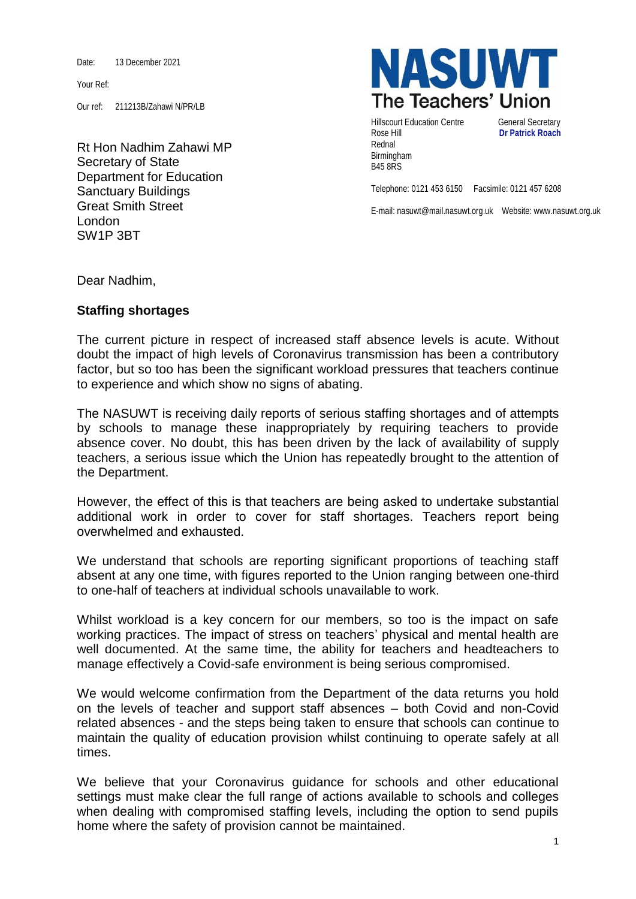Date: 13 December 2021

Your Ref:

Our ref: 211213B/Zahawi N/PR/LB

**NASUWT**
**The Teachers' Union**

Hillscourt Education Centre
Rose Hill
Rednal
Birmingham
B45 8RS

General Secretary
**Dr Patrick Roach**

Telephone: 0121 453 6150 Facsimile: 0121 457 6208

E-mail: nasuwt@mail.nasuwt.org.uk Website: www.nasuwt.org.uk

Rt Hon Nadhim Zahawi MP
Secretary of State
Department for Education
Sanctuary Buildings
Great Smith Street
London
SW1P 3BT

Dear Nadhim,

**Staffing shortages**

The current picture in respect of increased staff absence levels is acute. Without doubt the impact of high levels of Coronavirus transmission has been a contributory factor, but so too has been the significant workload pressures that teachers continue to experience and which show no signs of abating.

The NASUWT is receiving daily reports of serious staffing shortages and of attempts by schools to manage these inappropriately by requiring teachers to provide absence cover. No doubt, this has been driven by the lack of availability of supply teachers, a serious issue which the Union has repeatedly brought to the attention of the Department.

However, the effect of this is that teachers are being asked to undertake substantial additional work in order to cover for staff shortages. Teachers report being overwhelmed and exhausted.

We understand that schools are reporting significant proportions of teaching staff absent at any one time, with figures reported to the Union ranging between one-third to one-half of teachers at individual schools unavailable to work.

Whilst workload is a key concern for our members, so too is the impact on safe working practices. The impact of stress on teachers' physical and mental health are well documented. At the same time, the ability for teachers and headteachers to manage effectively a Covid-safe environment is being serious compromised.

We would welcome confirmation from the Department of the data returns you hold on the levels of teacher and support staff absences – both Covid and non-Covid related absences - and the steps being taken to ensure that schools can continue to maintain the quality of education provision whilst continuing to operate safely at all times.

We believe that your Coronavirus guidance for schools and other educational settings must make clear the full range of actions available to schools and colleges when dealing with compromised staffing levels, including the option to send pupils home where the safety of provision cannot be maintained.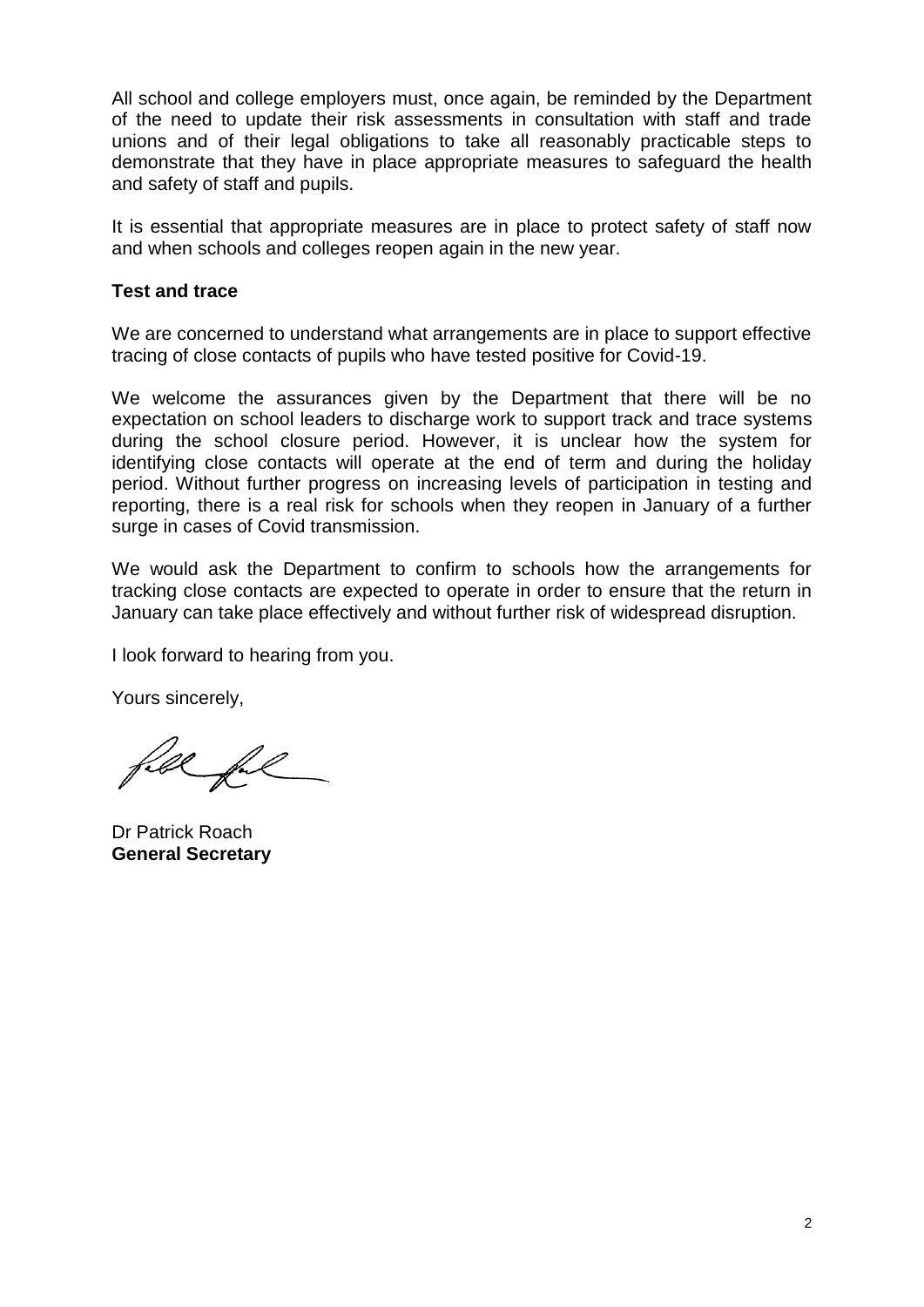All school and college employers must, once again, be reminded by the Department of the need to update their risk assessments in consultation with staff and trade unions and of their legal obligations to take all reasonably practicable steps to demonstrate that they have in place appropriate measures to safeguard the health and safety of staff and pupils.

It is essential that appropriate measures are in place to protect safety of staff now and when schools and colleges reopen again in the new year.

**Test and trace**

We are concerned to understand what arrangements are in place to support effective tracing of close contacts of pupils who have tested positive for Covid-19.

We welcome the assurances given by the Department that there will be no expectation on school leaders to discharge work to support track and trace systems during the school closure period. However, it is unclear how the system for identifying close contacts will operate at the end of term and during the holiday period. Without further progress on increasing levels of participation in testing and reporting, there is a real risk for schools when they reopen in January of a further surge in cases of Covid transmission.

We would ask the Department to confirm to schools how the arrangements for tracking close contacts are expected to operate in order to ensure that the return in January can take place effectively and without further risk of widespread disruption.

I look forward to hearing from you.

Yours sincerely,

Dr Patrick Roach
**General Secretary**